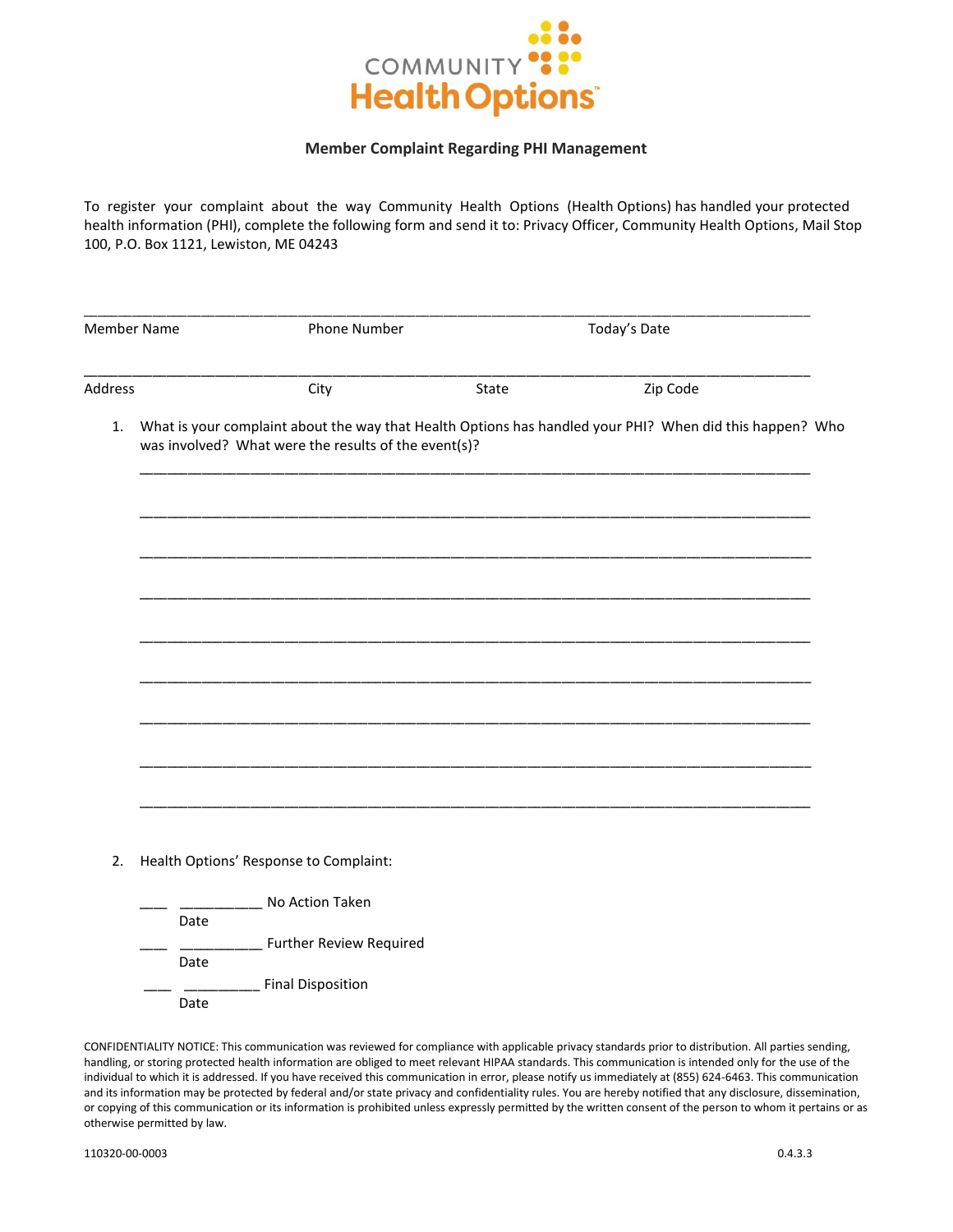COMMUNITY Health Options™

**Member Complaint Regarding PHI Management**

To register your complaint about the way Community Health Options (Health Options) has handled your protected health information (PHI), complete the following form and send it to: Privacy Officer, Community Health Options, Mail Stop 100, P.O. Box 1121, Lewiston, ME 04243

______________________________________________________________________________________

Member Name Phone Number Today's Date

______________________________________________________________________________________

Address City State Zip Code

1. What is your complaint about the way that Health Options has handled your PHI? When did this happen? Who was involved? What were the results of the event(s)?

   ______________________________________________________________________________

   ______________________________________________________________________________

   ______________________________________________________________________________

   ______________________________________________________________________________

   ______________________________________________________________________________

   ______________________________________________________________________________

   ______________________________________________________________________________

   ______________________________________________________________________________

   ______________________________________________________________________________

2. Health Options' Response to Complaint:

   ___ __________ No Action Taken
   Date

   ___ __________ Further Review Required
   Date

   ___ _________ Final Disposition
   Date

CONFIDENTIALITY NOTICE: This communication was reviewed for compliance with applicable privacy standards prior to distribution. All parties sending, handling, or storing protected health information are obliged to meet relevant HIPAA standards. This communication is intended only for the use of the individual to which it is addressed. If you have received this communication in error, please notify us immediately at (855) 624-6463. This communication and its information may be protected by federal and/or state privacy and confidentiality rules. You are hereby notified that any disclosure, dissemination, or copying of this communication or its information is prohibited unless expressly permitted by the written consent of the person to whom it pertains or as otherwise permitted by law.

110320-00-0003 0.4.3.3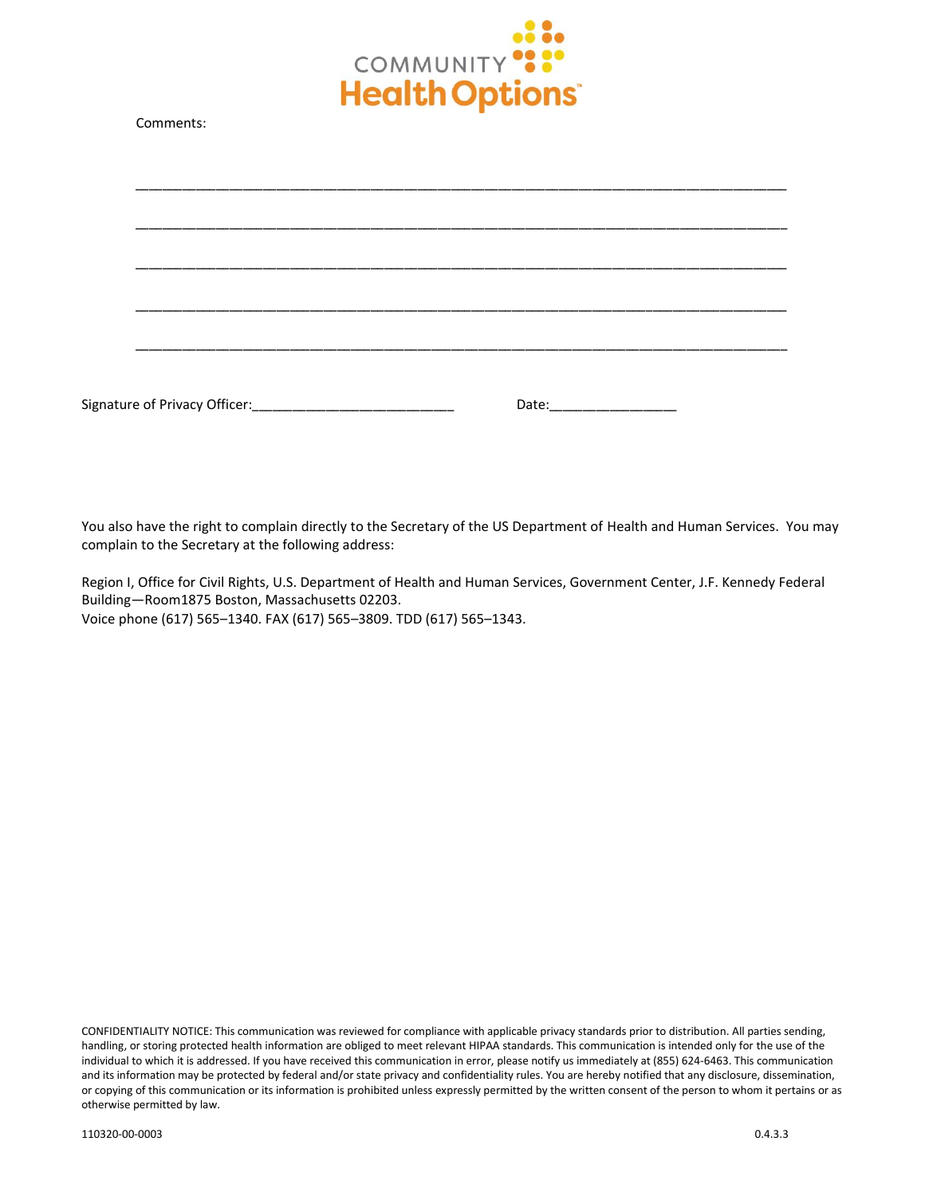Comments:

\_\_\_\_\_\_\_\_\_\_\_\_\_\_\_\_\_\_\_\_\_\_\_\_\_\_\_\_\_\_\_\_\_\_\_\_\_\_\_\_\_\_\_\_\_\_\_\_\_\_\_\_\_\_\_\_\_\_\_\_\_\_\_\_\_\_\_\_\_\_\_\_\_\_\_\_\_\_

\_\_\_\_\_\_\_\_\_\_\_\_\_\_\_\_\_\_\_\_\_\_\_\_\_\_\_\_\_\_\_\_\_\_\_\_\_\_\_\_\_\_\_\_\_\_\_\_\_\_\_\_\_\_\_\_\_\_\_\_\_\_\_\_\_\_\_\_\_\_\_\_\_\_\_\_\_\_

\_\_\_\_\_\_\_\_\_\_\_\_\_\_\_\_\_\_\_\_\_\_\_\_\_\_\_\_\_\_\_\_\_\_\_\_\_\_\_\_\_\_\_\_\_\_\_\_\_\_\_\_\_\_\_\_\_\_\_\_\_\_\_\_\_\_\_\_\_\_\_\_\_\_\_\_\_\_

\_\_\_\_\_\_\_\_\_\_\_\_\_\_\_\_\_\_\_\_\_\_\_\_\_\_\_\_\_\_\_\_\_\_\_\_\_\_\_\_\_\_\_\_\_\_\_\_\_\_\_\_\_\_\_\_\_\_\_\_\_\_\_\_\_\_\_\_\_\_\_\_\_\_\_\_\_\_

\_\_\_\_\_\_\_\_\_\_\_\_\_\_\_\_\_\_\_\_\_\_\_\_\_\_\_\_\_\_\_\_\_\_\_\_\_\_\_\_\_\_\_\_\_\_\_\_\_\_\_\_\_\_\_\_\_\_\_\_\_\_\_\_\_\_\_\_\_\_\_\_\_\_\_\_\_\_

Signature of Privacy Officer:\_\_\_\_\_\_\_\_\_\_\_\_\_\_\_\_\_\_\_\_\_\_\_\_\_\_ Date:\_\_\_\_\_\_\_\_\_\_\_\_\_\_\_\_

You also have the right to complain directly to the Secretary of the US Department of Health and Human Services. You may complain to the Secretary at the following address:

Region I, Office for Civil Rights, U.S. Department of Health and Human Services, Government Center, J.F. Kennedy Federal Building—Room1875 Boston, Massachusetts 02203.
Voice phone (617) 565–1340. FAX (617) 565–3809. TDD (617) 565–1343.

CONFIDENTIALITY NOTICE: This communication was reviewed for compliance with applicable privacy standards prior to distribution. All parties sending, handling, or storing protected health information are obliged to meet relevant HIPAA standards. This communication is intended only for the use of the individual to which it is addressed. If you have received this communication in error, please notify us immediately at (855) 624-6463. This communication and its information may be protected by federal and/or state privacy and confidentiality rules. You are hereby notified that any disclosure, dissemination, or copying of this communication or its information is prohibited unless expressly permitted by the written consent of the person to whom it pertains or as otherwise permitted by law.

110320-00-0003 0.4.3.3